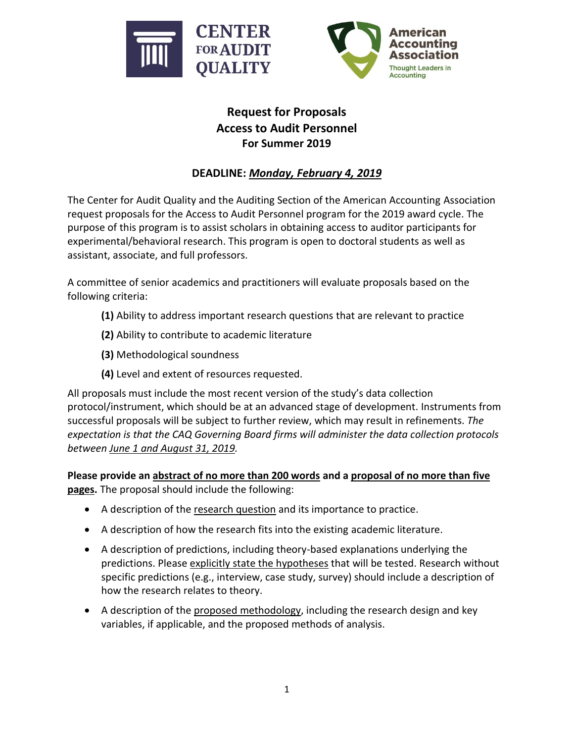CENTER FOR AUDIT QUALITY

American Accounting Association
Thought Leaders in Accounting

# Request for Proposals
## Access to Audit Personnel
## For Summer 2019

### DEADLINE: ***Monday, February 4, 2019***

The Center for Audit Quality and the Auditing Section of the American Accounting Association request proposals for the Access to Audit Personnel program for the 2019 award cycle. The purpose of this program is to assist scholars in obtaining access to auditor participants for experimental/behavioral research. This program is open to doctoral students as well as assistant, associate, and full professors.

A committee of senior academics and practitioners will evaluate proposals based on the following criteria:

**(1)** Ability to address important research questions that are relevant to practice

**(2)** Ability to contribute to academic literature

**(3)** Methodological soundness

**(4)** Level and extent of resources requested.

All proposals must include the most recent version of the study's data collection protocol/instrument, which should be at an advanced stage of development. Instruments from successful proposals will be subject to further review, which may result in refinements. *The expectation is that the CAQ Governing Board firms will administer the data collection protocols between June 1 and August 31, 2019.*

**Please provide an abstract of no more than 200 words and a proposal of no more than five pages.** The proposal should include the following:

- A description of the research question and its importance to practice.
- A description of how the research fits into the existing academic literature.
- A description of predictions, including theory-based explanations underlying the predictions. Please explicitly state the hypotheses that will be tested. Research without specific predictions (e.g., interview, case study, survey) should include a description of how the research relates to theory.
- A description of the proposed methodology, including the research design and key variables, if applicable, and the proposed methods of analysis.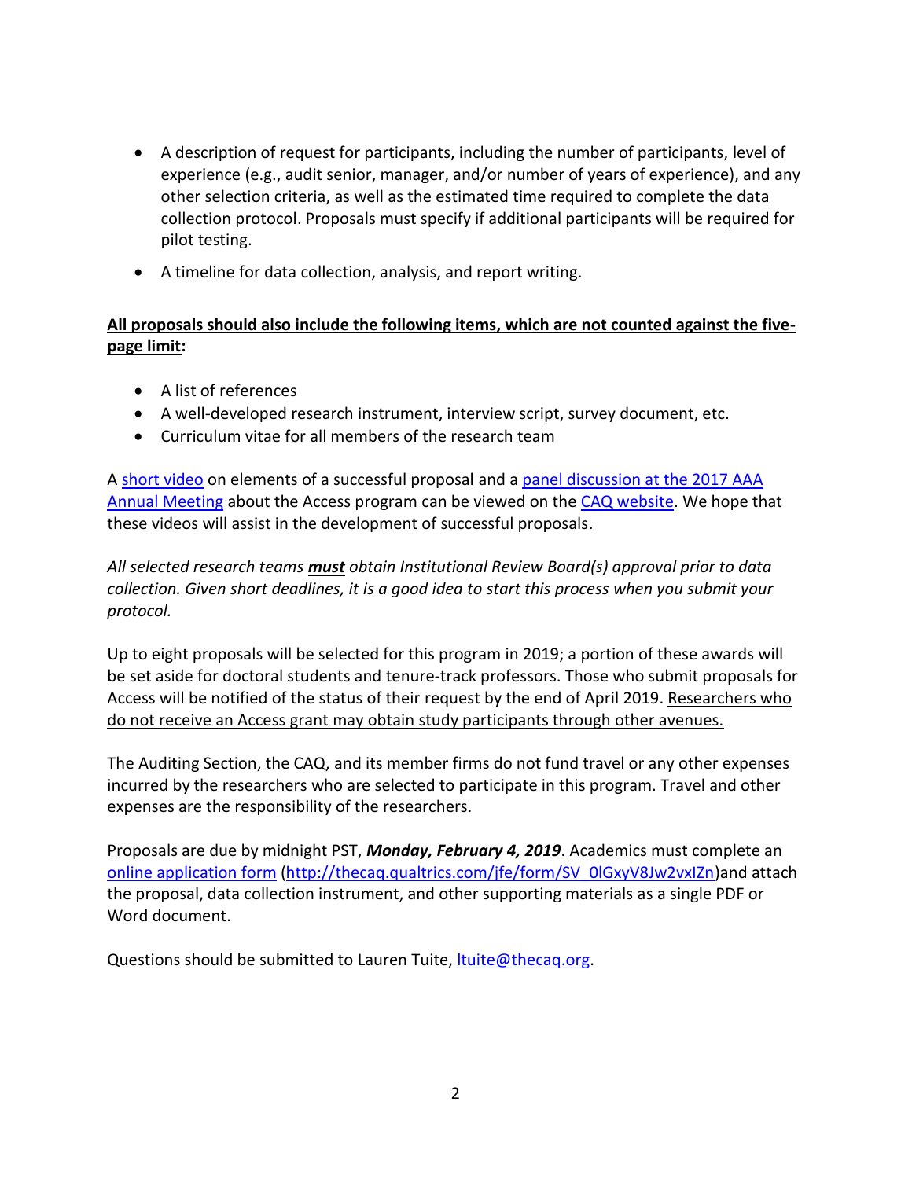- A description of request for participants, including the number of participants, level of experience (e.g., audit senior, manager, and/or number of years of experience), and any other selection criteria, as well as the estimated time required to complete the data collection protocol. Proposals must specify if additional participants will be required for pilot testing.
- A timeline for data collection, analysis, and report writing.

**All proposals should also include the following items, which are not counted against the five-page limit:**

- A list of references
- A well-developed research instrument, interview script, survey document, etc.
- Curriculum vitae for all members of the research team

A short video on elements of a successful proposal and a panel discussion at the 2017 AAA Annual Meeting about the Access program can be viewed on the CAQ website. We hope that these videos will assist in the development of successful proposals.

*All selected research teams **must** obtain Institutional Review Board(s) approval prior to data collection. Given short deadlines, it is a good idea to start this process when you submit your protocol.*

Up to eight proposals will be selected for this program in 2019; a portion of these awards will be set aside for doctoral students and tenure-track professors. Those who submit proposals for Access will be notified of the status of their request by the end of April 2019. Researchers who do not receive an Access grant may obtain study participants through other avenues.

The Auditing Section, the CAQ, and its member firms do not fund travel or any other expenses incurred by the researchers who are selected to participate in this program. Travel and other expenses are the responsibility of the researchers.

Proposals are due by midnight PST, ***Monday, February 4, 2019***. Academics must complete an online application form (http://thecaq.qualtrics.com/jfe/form/SV_0lGxyV8Jw2vxIZn)and attach the proposal, data collection instrument, and other supporting materials as a single PDF or Word document.

Questions should be submitted to Lauren Tuite, ltuite@thecaq.org.